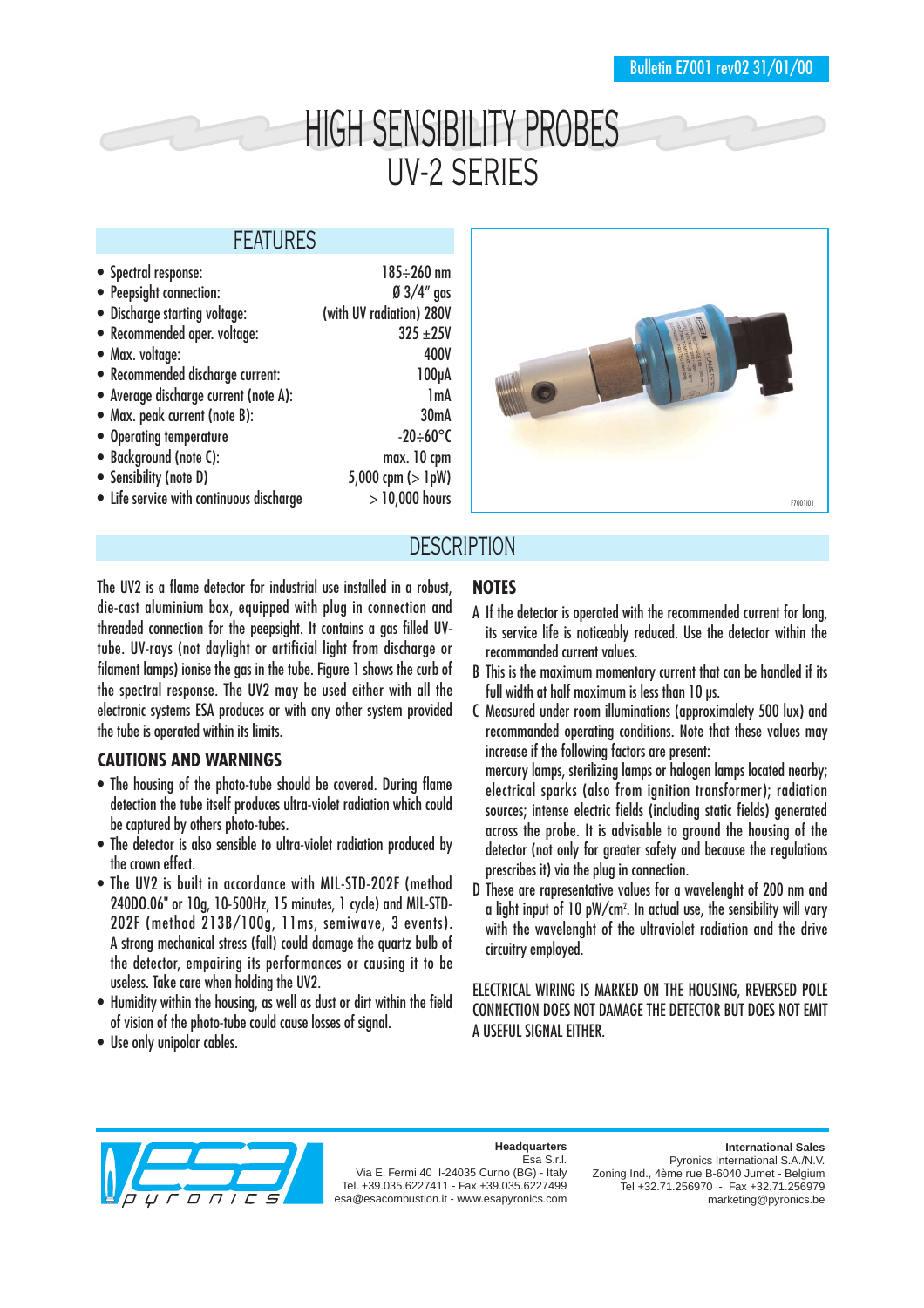Bulletin E7001 rev02 31/01/00

# HIGH SENSIBILITY PROBES
# UV-2 SERIES

## FEATURES

| Feature | Value |
|---|---|
| • Spectral response: | 185÷260 nm |
| • Peepsight connection: | Ø 3/4" gas |
| • Discharge starting voltage: | (with UV radiation) 280V |
| • Recommended oper. voltage: | 325 ±25V |
| • Max. voltage: | 400V |
| • Recommended discharge current: | 100µA |
| • Average discharge current (note A): | 1mA |
| • Max. peak current (note B): | 30mA |
| • Operating temperature | -20÷60°C |
| • Background (note C): | max. 10 cpm |
| • Sensibility (note D) | 5,000 cpm (> 1pW) |
| • Life service with continuous discharge | > 10,000 hours |

F7001I01

## DESCRIPTION

The UV2 is a flame detector for industrial use installed in a robust, die-cast aluminium box, equipped with plug in connection and threaded connection for the peepsight. It contains a gas filled UV-tube. UV-rays (not daylight or artificial light from discharge or filament lamps) ionise the gas in the tube. Figure 1 shows the curb of the spectral response. The UV2 may be used either with all the electronic systems ESA produces or with any other system provided the tube is operated within its limits.

### CAUTIONS AND WARNINGS

- The housing of the photo-tube should be covered. During flame detection the tube itself produces ultra-violet radiation which could be captured by others photo-tubes.
- The detector is also sensible to ultra-violet radiation produced by the crown effect.
- The UV2 is built in accordance with MIL-STD-202F (method 240D0.06" or 10g, 10-500Hz, 15 minutes, 1 cycle) and MIL-STD-202F (method 213B/100g, 11ms, semiwave, 3 events). A strong mechanical stress (fall) could damage the quartz bulb of the detector, empairing its performances or causing it to be useless. Take care when holding the UV2.
- Humidity within the housing, as well as dust or dirt within the field of vision of the photo-tube could cause losses of signal.
- Use only unipolar cables.

### NOTES

A If the detector is operated with the recommended current for long, its service life is noticeably reduced. Use the detector within the recommanded current values.

B This is the maximum momentary current that can be handled if its full width at half maximum is less than 10 µs.

C Measured under room illuminations (approximatelγ 500 lux) and recommanded operating conditions. Note that these values may increase if the following factors are present:
mercury lamps, sterilizing lamps or halogen lamps located nearby; electrical sparks (also from ignition transformer); radiation sources; intense electric fields (including static fields) generated across the probe. It is advisable to ground the housing of the detector (not only for greater safety and because the regulations prescribes it) via the plug in connection.

D These are representative values for a wavelenght of 200 nm and a light input of 10 pW/cm$^2$. In actual use, the sensibility will vary with the wavelenght of the ultraviolet radiation and the drive circuitry employed.

ELECTRICAL WIRING IS MARKED ON THE HOUSING, REVERSED POLE CONNECTION DOES NOT DAMAGE THE DETECTOR BUT DOES NOT EMIT A USEFUL SIGNAL EITHER.

**Headquarters**
Esa S.r.l.
Via E. Fermi 40 I-24035 Curno (BG) - Italy
Tel. +39.035.6227411 - Fax +39.035.6227499
esa@esacombustion.it - www.esapyronics.com

**International Sales**
Pyronics International S.A./N.V.
Zoning Ind., 4ème rue B-6040 Jumet - Belgium
Tel +32.71.256970 - Fax +32.71.256979
marketing@pyronics.be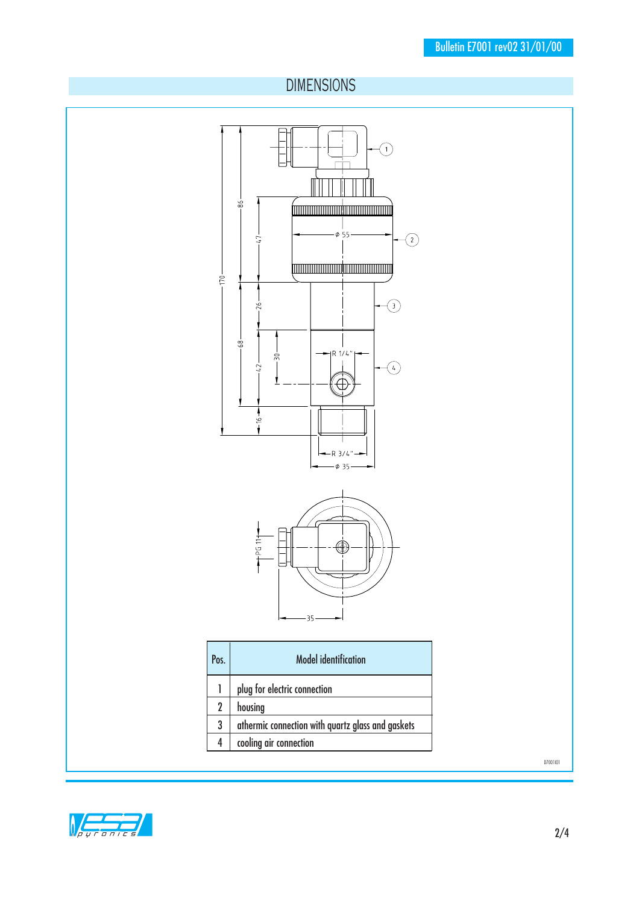## DIMENSIONS

| Pos. | Model identification |
| --- | --- |
| 1 | plug for electric connection |
| 2 | housing |
| 3 | athermic connection with quartz glass and gaskets |
| 4 | cooling air connection |

D7001I01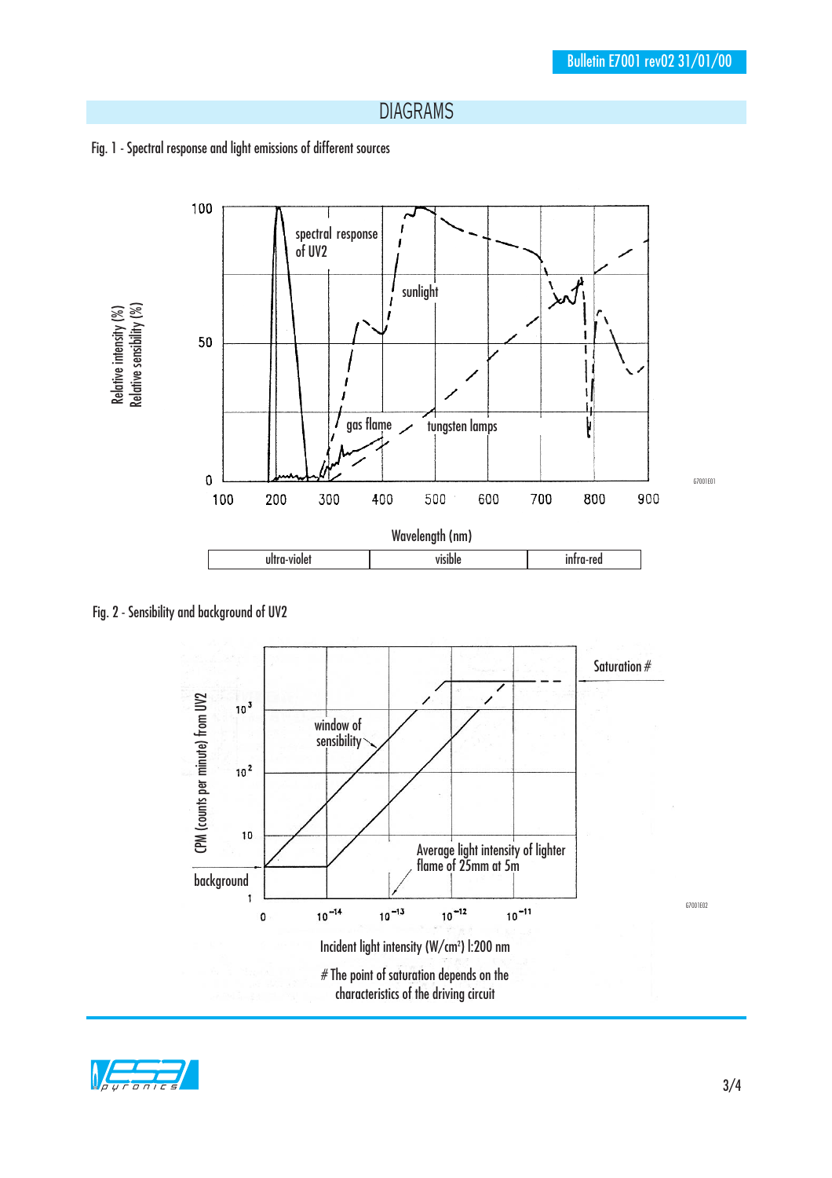# DIAGRAMS

Fig. 1 - Spectral response and light emissions of different sources

Fig. 2 - Sensibility and background of UV2

Incident light intensity (W/cm²) l:200 nm

# The point of saturation depends on the characteristics of the driving circuit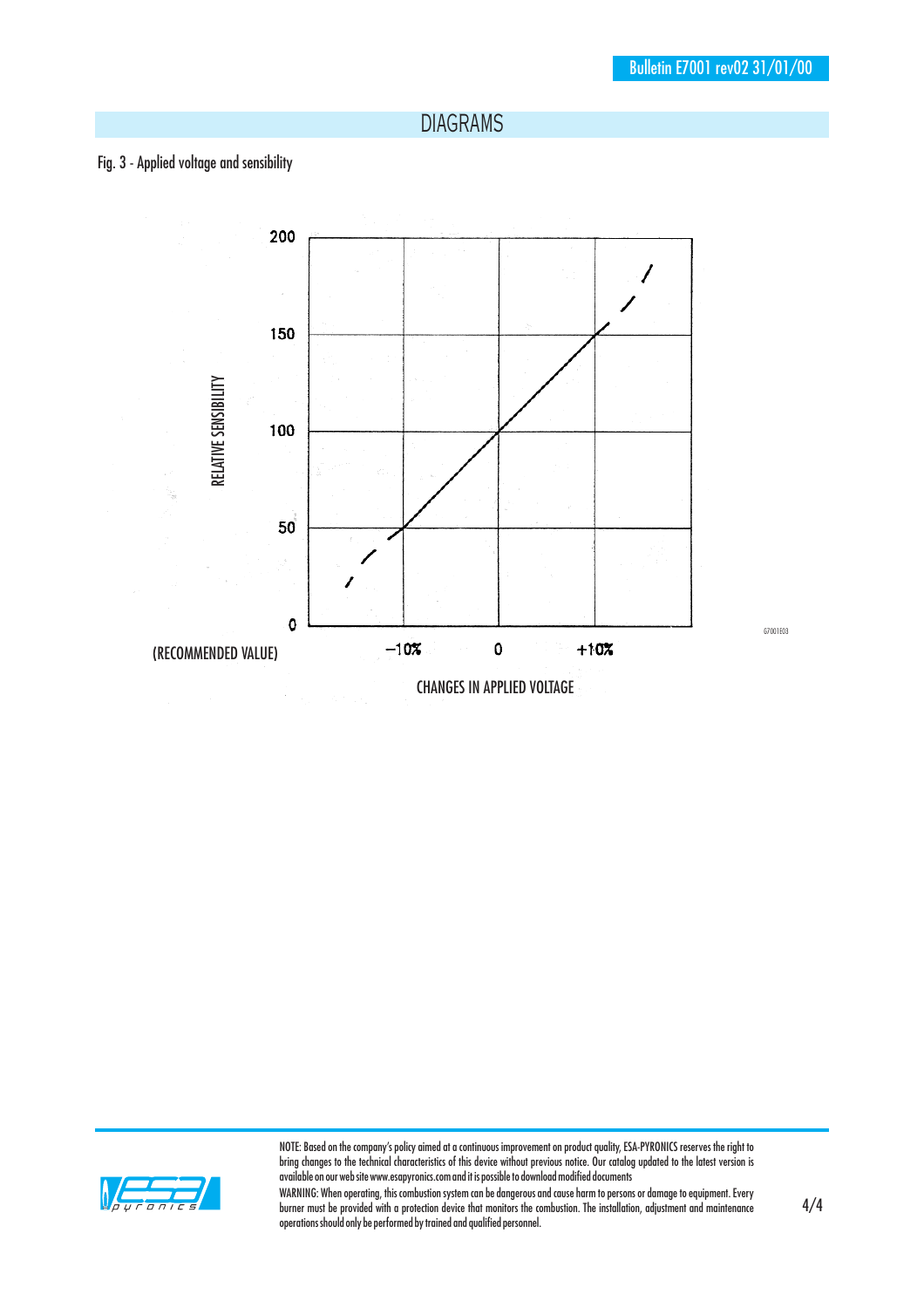## DIAGRAMS

Fig. 3 - Applied voltage and sensibility

RELATIVE SENSIBILITY

200

150

100

50

0

(RECOMMENDED VALUE)

−10%

0

+10%

CHANGES IN APPLIED VOLTAGE

G7001E03

NOTE: Based on the company's policy aimed at a continuous improvement on product quality, ESA-PYRONICS reserves the right to bring changes to the technical characteristics of this device without previous notice. Our catalog updated to the latest version is available on our web site www.esapyronics.com and it is possible to download modified documents

WARNING: When operating, this combustion system can be dangerous and cause harm to persons or damage to equipment. Every burner must be provided with a protection device that monitors the combustion. The installation, adjustment and maintenance operations should only be performed by trained and qualified personnel.